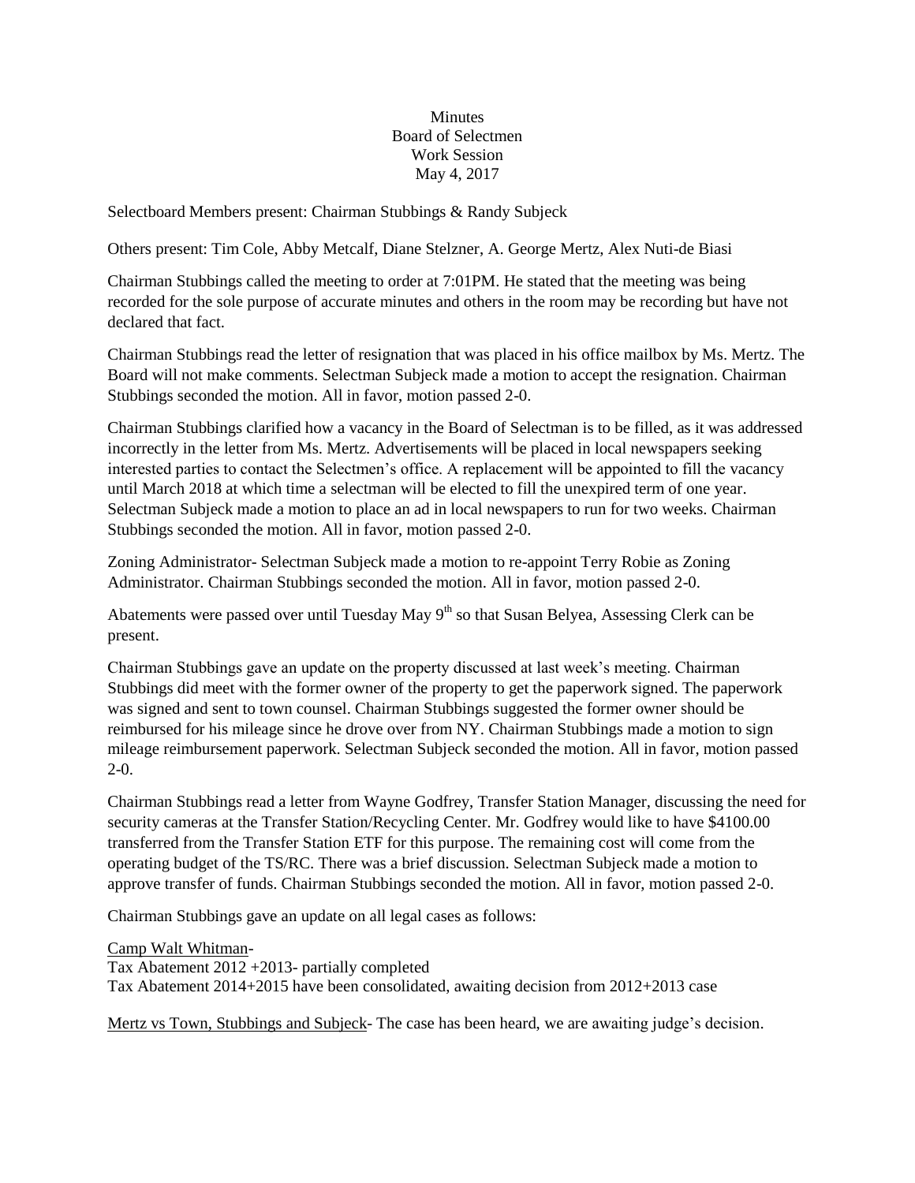# Minutes
## Board of Selectmen
## Work Session
## May 4, 2017

Selectboard Members present: Chairman Stubbings & Randy Subjeck

Others present: Tim Cole, Abby Metcalf, Diane Stelzner, A. George Mertz, Alex Nuti-de Biasi

Chairman Stubbings called the meeting to order at 7:01PM. He stated that the meeting was being recorded for the sole purpose of accurate minutes and others in the room may be recording but have not declared that fact.

Chairman Stubbings read the letter of resignation that was placed in his office mailbox by Ms. Mertz. The Board will not make comments. Selectman Subjeck made a motion to accept the resignation. Chairman Stubbings seconded the motion. All in favor, motion passed 2-0.

Chairman Stubbings clarified how a vacancy in the Board of Selectman is to be filled, as it was addressed incorrectly in the letter from Ms. Mertz. Advertisements will be placed in local newspapers seeking interested parties to contact the Selectmen's office. A replacement will be appointed to fill the vacancy until March 2018 at which time a selectman will be elected to fill the unexpired term of one year. Selectman Subjeck made a motion to place an ad in local newspapers to run for two weeks. Chairman Stubbings seconded the motion. All in favor, motion passed 2-0.

Zoning Administrator- Selectman Subjeck made a motion to re-appoint Terry Robie as Zoning Administrator. Chairman Stubbings seconded the motion. All in favor, motion passed 2-0.

Abatements were passed over until Tuesday May 9th so that Susan Belyea, Assessing Clerk can be present.

Chairman Stubbings gave an update on the property discussed at last week's meeting. Chairman Stubbings did meet with the former owner of the property to get the paperwork signed. The paperwork was signed and sent to town counsel. Chairman Stubbings suggested the former owner should be reimbursed for his mileage since he drove over from NY. Chairman Stubbings made a motion to sign mileage reimbursement paperwork. Selectman Subjeck seconded the motion. All in favor, motion passed 2-0.

Chairman Stubbings read a letter from Wayne Godfrey, Transfer Station Manager, discussing the need for security cameras at the Transfer Station/Recycling Center. Mr. Godfrey would like to have $4100.00 transferred from the Transfer Station ETF for this purpose. The remaining cost will come from the operating budget of the TS/RC. There was a brief discussion. Selectman Subjeck made a motion to approve transfer of funds. Chairman Stubbings seconded the motion. All in favor, motion passed 2-0.

Chairman Stubbings gave an update on all legal cases as follows:

Camp Walt Whitman-
Tax Abatement 2012 +2013- partially completed
Tax Abatement 2014+2015 have been consolidated, awaiting decision from 2012+2013 case

Mertz vs Town, Stubbings and Subjeck- The case has been heard, we are awaiting judge's decision.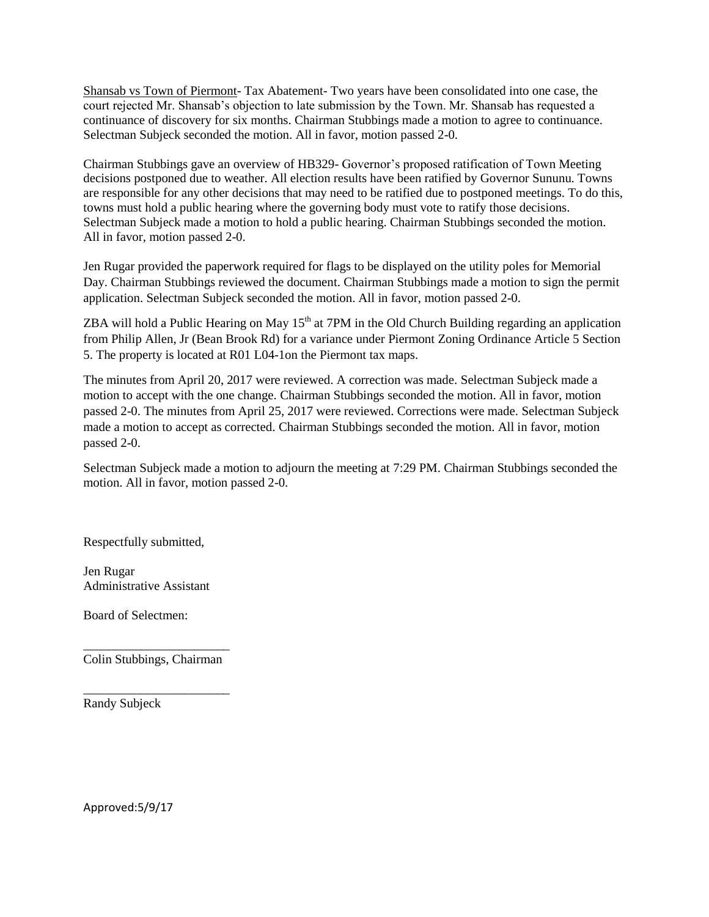Shansab vs Town of Piermont- Tax Abatement- Two years have been consolidated into one case, the court rejected Mr. Shansab's objection to late submission by the Town. Mr. Shansab has requested a continuance of discovery for six months. Chairman Stubbings made a motion to agree to continuance. Selectman Subjeck seconded the motion. All in favor, motion passed 2-0.

Chairman Stubbings gave an overview of HB329- Governor's proposed ratification of Town Meeting decisions postponed due to weather. All election results have been ratified by Governor Sununu. Towns are responsible for any other decisions that may need to be ratified due to postponed meetings. To do this, towns must hold a public hearing where the governing body must vote to ratify those decisions. Selectman Subjeck made a motion to hold a public hearing. Chairman Stubbings seconded the motion. All in favor, motion passed 2-0.

Jen Rugar provided the paperwork required for flags to be displayed on the utility poles for Memorial Day. Chairman Stubbings reviewed the document. Chairman Stubbings made a motion to sign the permit application. Selectman Subjeck seconded the motion. All in favor, motion passed 2-0.

ZBA will hold a Public Hearing on May 15th at 7PM in the Old Church Building regarding an application from Philip Allen, Jr (Bean Brook Rd) for a variance under Piermont Zoning Ordinance Article 5 Section 5. The property is located at R01 L04-1on the Piermont tax maps.

The minutes from April 20, 2017 were reviewed. A correction was made. Selectman Subjeck made a motion to accept with the one change. Chairman Stubbings seconded the motion. All in favor, motion passed 2-0. The minutes from April 25, 2017 were reviewed. Corrections were made. Selectman Subjeck made a motion to accept as corrected. Chairman Stubbings seconded the motion. All in favor, motion passed 2-0.

Selectman Subjeck made a motion to adjourn the meeting at 7:29 PM. Chairman Stubbings seconded the motion. All in favor, motion passed 2-0.

Respectfully submitted,

Jen Rugar
Administrative Assistant

Board of Selectmen:

_______________________
Colin Stubbings, Chairman

_______________________
Randy Subjeck

Approved:5/9/17